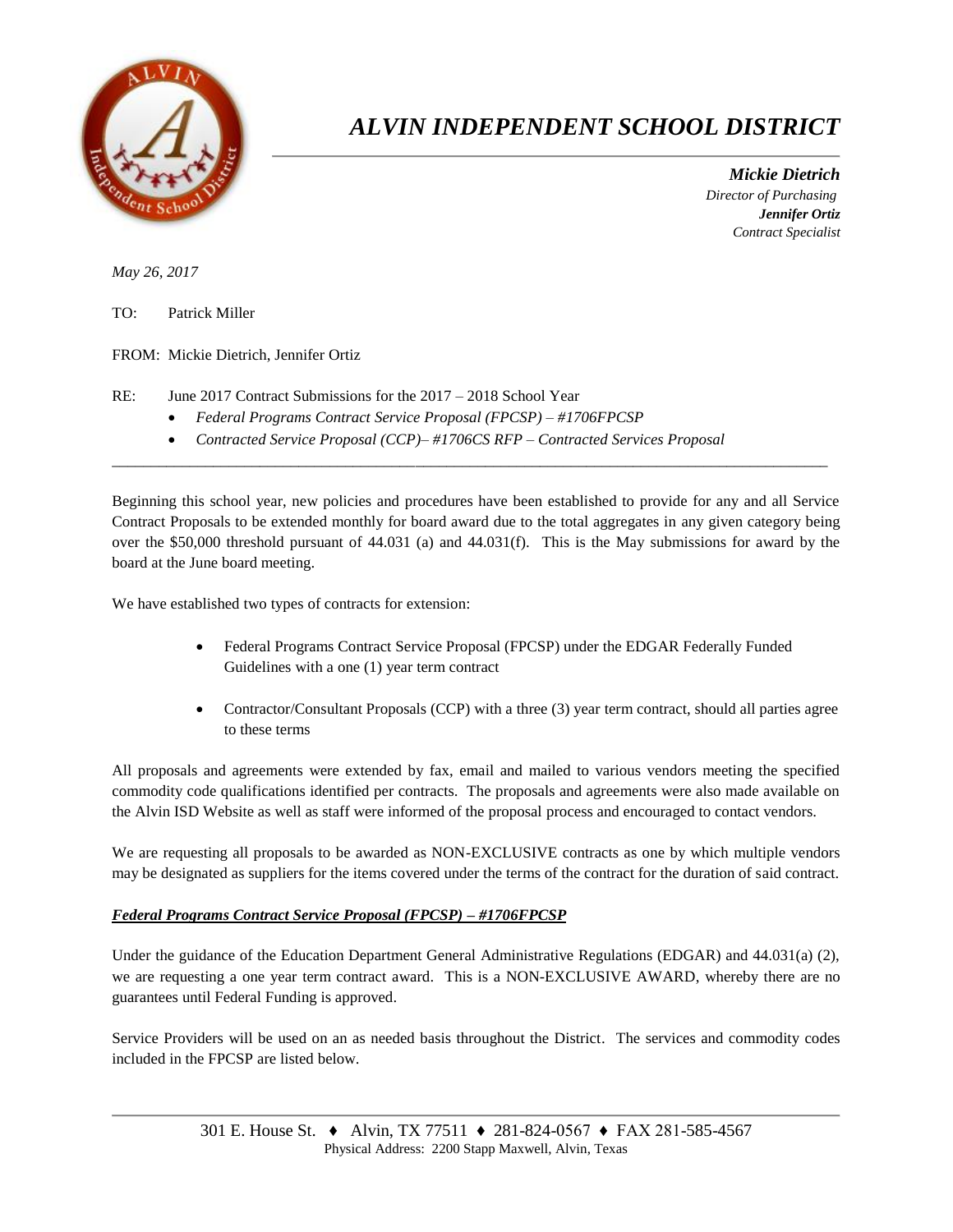# *ALVIN INDEPENDENT SCHOOL DISTRICT*

***Mickie Dietrich***
*Director of Purchasing*
***Jennifer Ortiz***
*Contract Specialist*

*May 26, 2017*

TO: Patrick Miller

FROM: Mickie Dietrich, Jennifer Ortiz

RE: June 2017 Contract Submissions for the 2017 – 2018 School Year

- *Federal Programs Contract Service Proposal (FPCSP) – #1706FPCSP*
- *Contracted Service Proposal (CCP)– #1706CS RFP – Contracted Services Proposal*

---

Beginning this school year, new policies and procedures have been established to provide for any and all Service Contract Proposals to be extended monthly for board award due to the total aggregates in any given category being over the $50,000 threshold pursuant of 44.031 (a) and 44.031(f). This is the May submissions for award by the board at the June board meeting.

We have established two types of contracts for extension:

- Federal Programs Contract Service Proposal (FPCSP) under the EDGAR Federally Funded Guidelines with a one (1) year term contract
- Contractor/Consultant Proposals (CCP) with a three (3) year term contract, should all parties agree to these terms

All proposals and agreements were extended by fax, email and mailed to various vendors meeting the specified commodity code qualifications identified per contracts. The proposals and agreements were also made available on the Alvin ISD Website as well as staff were informed of the proposal process and encouraged to contact vendors.

We are requesting all proposals to be awarded as NON-EXCLUSIVE contracts as one by which multiple vendors may be designated as suppliers for the items covered under the terms of the contract for the duration of said contract.

***Federal Programs Contract Service Proposal (FPCSP) – #1706FPCSP***

Under the guidance of the Education Department General Administrative Regulations (EDGAR) and 44.031(a) (2), we are requesting a one year term contract award. This is a NON-EXCLUSIVE AWARD, whereby there are no guarantees until Federal Funding is approved.

Service Providers will be used on an as needed basis throughout the District. The services and commodity codes included in the FPCSP are listed below.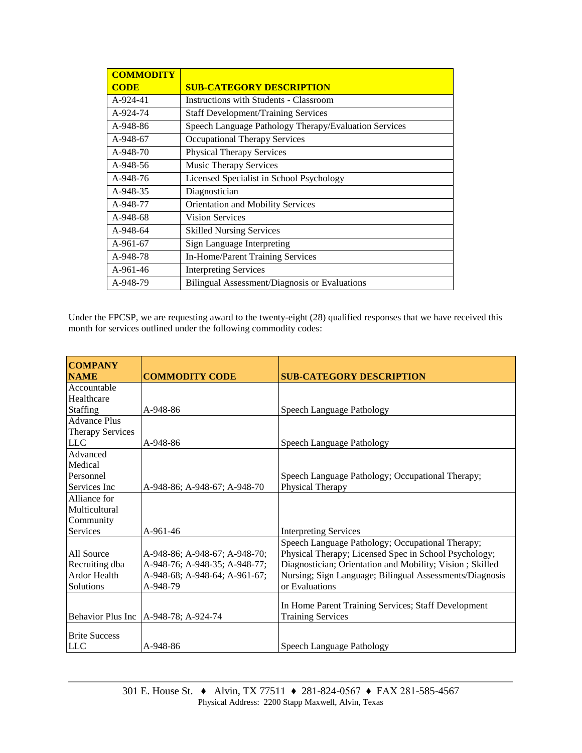| COMMODITY CODE | SUB-CATEGORY DESCRIPTION |
|---|---|
| A-924-41 | Instructions with Students - Classroom |
| A-924-74 | Staff Development/Training Services |
| A-948-86 | Speech Language Pathology Therapy/Evaluation Services |
| A-948-67 | Occupational Therapy Services |
| A-948-70 | Physical Therapy Services |
| A-948-56 | Music Therapy Services |
| A-948-76 | Licensed Specialist in School Psychology |
| A-948-35 | Diagnostician |
| A-948-77 | Orientation and Mobility Services |
| A-948-68 | Vision Services |
| A-948-64 | Skilled Nursing Services |
| A-961-67 | Sign Language Interpreting |
| A-948-78 | In-Home/Parent Training Services |
| A-961-46 | Interpreting Services |
| A-948-79 | Bilingual Assessment/Diagnosis or Evaluations |

Under the FPCSP, we are requesting award to the twenty-eight (28) qualified responses that we have received this month for services outlined under the following commodity codes:

| COMPANY NAME | COMMODITY CODE | SUB-CATEGORY DESCRIPTION |
|---|---|---|
| Accountable Healthcare Staffing | A-948-86 | Speech Language Pathology |
| Advance Plus Therapy Services LLC | A-948-86 | Speech Language Pathology |
| Advanced Medical Personnel Services Inc | A-948-86; A-948-67; A-948-70 | Speech Language Pathology; Occupational Therapy; Physical Therapy |
| Alliance for Multicultural Community Services | A-961-46 | Interpreting Services |
| All Source Recruiting dba – Ardor Health Solutions | A-948-86; A-948-67; A-948-70; A-948-76; A-948-35; A-948-77; A-948-68; A-948-64; A-961-67; A-948-79 | Speech Language Pathology; Occupational Therapy; Physical Therapy; Licensed Spec in School Psychology; Diagnostician; Orientation and Mobility; Vision ; Skilled Nursing; Sign Language; Bilingual Assessments/Diagnosis or Evaluations |
| Behavior Plus Inc | A-948-78; A-924-74 | In Home Parent Training Services; Staff Development Training Services |
| Brite Success LLC | A-948-86 | Speech Language Pathology |

301 E. House St. ♦ Alvin, TX 77511 ♦ 281-824-0567 ♦ FAX 281-585-4567
Physical Address: 2200 Stapp Maxwell, Alvin, Texas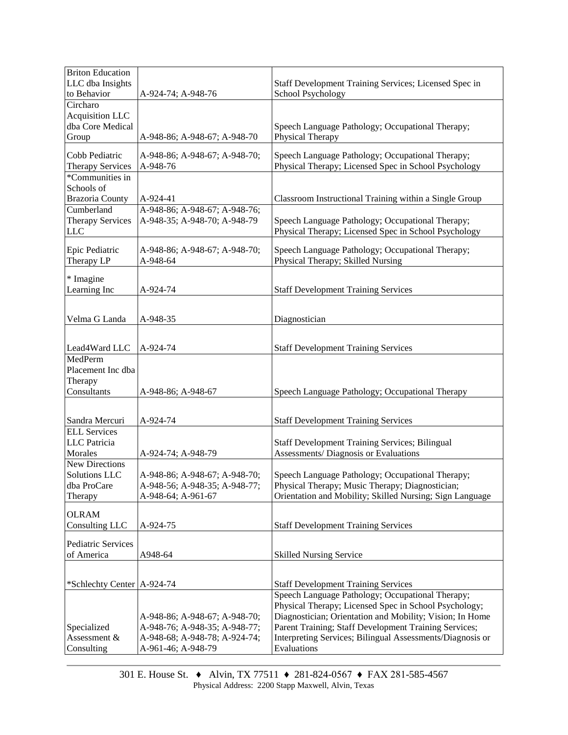| | | |
|---|---|---|
| Briton Education LLC dba Insights to Behavior | A-924-74; A-948-76 | Staff Development Training Services; Licensed Spec in School Psychology |
| Circharo Acquisition LLC dba Core Medical Group | A-948-86; A-948-67; A-948-70 | Speech Language Pathology; Occupational Therapy; Physical Therapy |
| Cobb Pediatric Therapy Services | A-948-86; A-948-67; A-948-70; A-948-76 | Speech Language Pathology; Occupational Therapy; Physical Therapy; Licensed Spec in School Psychology |
| *Communities in Schools of Brazoria County | A-924-41 | Classroom Instructional Training within a Single Group |
| Cumberland Therapy Services LLC | A-948-86; A-948-67; A-948-76; A-948-35; A-948-70; A-948-79 | Speech Language Pathology; Occupational Therapy; Physical Therapy; Licensed Spec in School Psychology |
| Epic Pediatric Therapy LP | A-948-86; A-948-67; A-948-70; A-948-64 | Speech Language Pathology; Occupational Therapy; Physical Therapy; Skilled Nursing |
| * Imagine Learning Inc | A-924-74 | Staff Development Training Services |
| Velma G Landa | A-948-35 | Diagnostician |
| Lead4Ward LLC | A-924-74 | Staff Development Training Services |
| MedPerm Placement Inc dba Therapy Consultants | A-948-86; A-948-67 | Speech Language Pathology; Occupational Therapy |
| Sandra Mercuri | A-924-74 | Staff Development Training Services |
| ELL Services LLC Patricia Morales | A-924-74; A-948-79 | Staff Development Training Services; Bilingual Assessments/ Diagnosis or Evaluations |
| New Directions Solutions LLC dba ProCare Therapy | A-948-86; A-948-67; A-948-70; A-948-56; A-948-35; A-948-77; A-948-64; A-961-67 | Speech Language Pathology; Occupational Therapy; Physical Therapy; Music Therapy; Diagnostician; Orientation and Mobility; Skilled Nursing; Sign Language |
| OLRAM Consulting LLC | A-924-75 | Staff Development Training Services |
| Pediatric Services of America | A948-64 | Skilled Nursing Service |
| *Schlechty Center | A-924-74 | Staff Development Training Services |
| Specialized Assessment & Consulting | A-948-86; A-948-67; A-948-70; A-948-76; A-948-35; A-948-77; A-948-68; A-948-78; A-924-74; A-961-46; A-948-79 | Speech Language Pathology; Occupational Therapy; Physical Therapy; Licensed Spec in School Psychology; Diagnostician; Orientation and Mobility; Vision; In Home Parent Training; Staff Development Training Services; Interpreting Services; Bilingual Assessments/Diagnosis or Evaluations |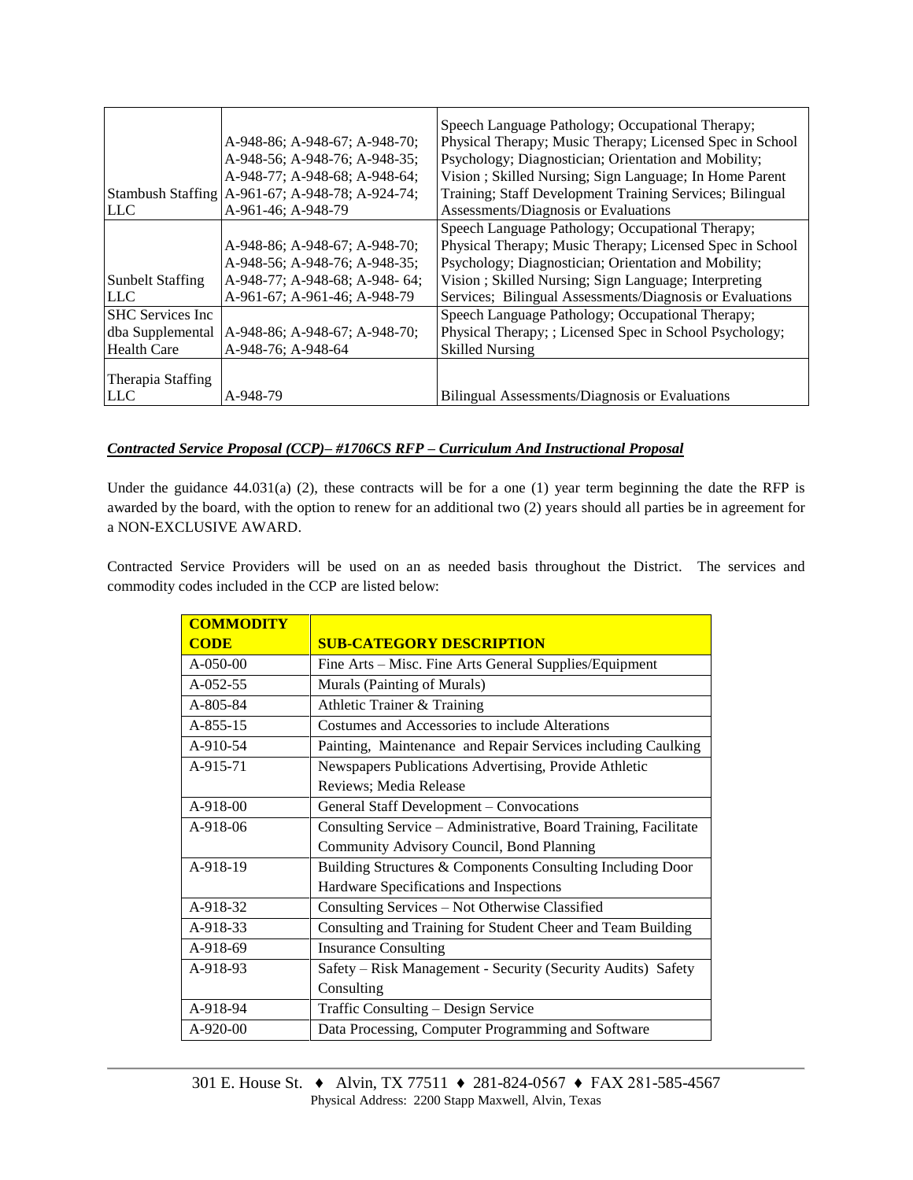| | | |
|---|---|---|
| Stambush Staffing LLC | A-948-86; A-948-67; A-948-70; A-948-56; A-948-76; A-948-35; A-948-77; A-948-68; A-948-64; A-961-67; A-948-78; A-924-74; A-961-46; A-948-79 | Speech Language Pathology; Occupational Therapy; Physical Therapy; Music Therapy; Licensed Spec in School Psychology; Diagnostician; Orientation and Mobility; Vision ; Skilled Nursing; Sign Language; In Home Parent Training; Staff Development Training Services; Bilingual Assessments/Diagnosis or Evaluations |
| Sunbelt Staffing LLC | A-948-86; A-948-67; A-948-70; A-948-56; A-948-76; A-948-35; A-948-77; A-948-68; A-948- 64; A-961-67; A-961-46; A-948-79 | Speech Language Pathology; Occupational Therapy; Physical Therapy; Music Therapy; Licensed Spec in School Psychology; Diagnostician; Orientation and Mobility; Vision ; Skilled Nursing; Sign Language; Interpreting Services; Bilingual Assessments/Diagnosis or Evaluations |
| SHC Services Inc dba Supplemental Health Care | A-948-86; A-948-67; A-948-70; A-948-76; A-948-64 | Speech Language Pathology; Occupational Therapy; Physical Therapy; ; Licensed Spec in School Psychology; Skilled Nursing |
| Therapia Staffing LLC | A-948-79 | Bilingual Assessments/Diagnosis or Evaluations |

***Contracted Service Proposal (CCP)– #1706CS RFP – Curriculum And Instructional Proposal***

Under the guidance 44.031(a) (2), these contracts will be for a one (1) year term beginning the date the RFP is awarded by the board, with the option to renew for an additional two (2) years should all parties be in agreement for a NON-EXCLUSIVE AWARD.

Contracted Service Providers will be used on an as needed basis throughout the District. The services and commodity codes included in the CCP are listed below:

| COMMODITY CODE | SUB-CATEGORY DESCRIPTION |
|---|---|
| A-050-00 | Fine Arts – Misc. Fine Arts General Supplies/Equipment |
| A-052-55 | Murals (Painting of Murals) |
| A-805-84 | Athletic Trainer & Training |
| A-855-15 | Costumes and Accessories to include Alterations |
| A-910-54 | Painting, Maintenance and Repair Services including Caulking |
| A-915-71 | Newspapers Publications Advertising, Provide Athletic Reviews; Media Release |
| A-918-00 | General Staff Development – Convocations |
| A-918-06 | Consulting Service – Administrative, Board Training, Facilitate Community Advisory Council, Bond Planning |
| A-918-19 | Building Structures & Components Consulting Including Door Hardware Specifications and Inspections |
| A-918-32 | Consulting Services – Not Otherwise Classified |
| A-918-33 | Consulting and Training for Student Cheer and Team Building |
| A-918-69 | Insurance Consulting |
| A-918-93 | Safety – Risk Management - Security (Security Audits) Safety Consulting |
| A-918-94 | Traffic Consulting – Design Service |
| A-920-00 | Data Processing, Computer Programming and Software |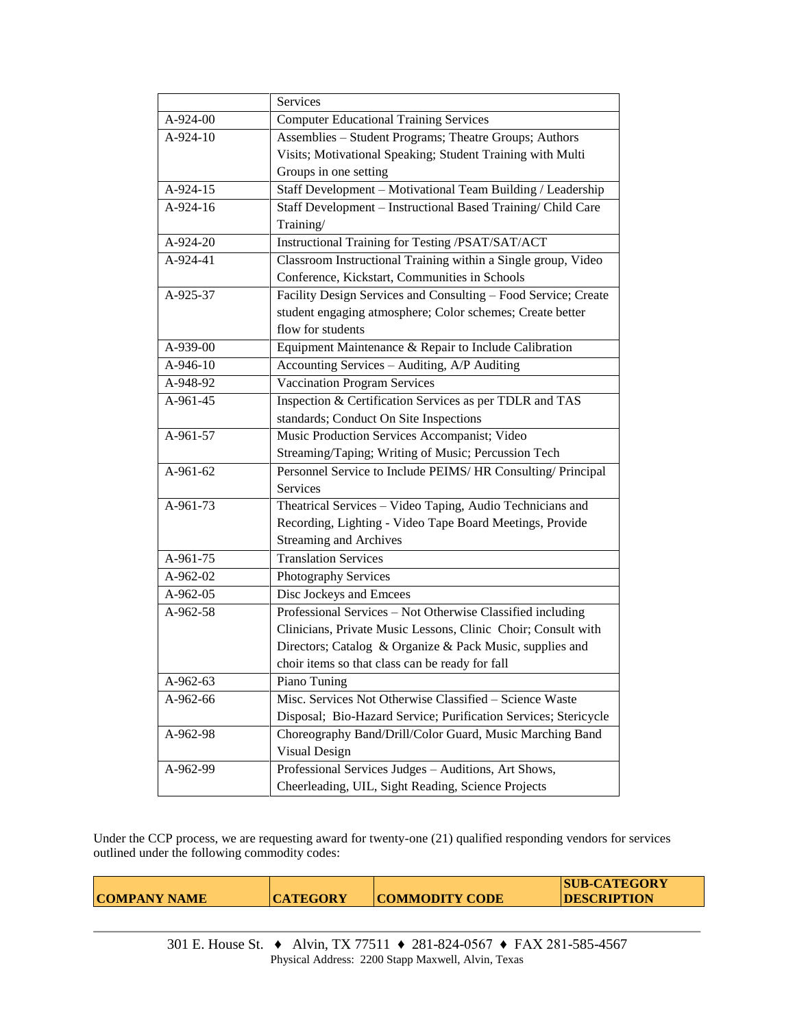| | Services |
|---|---|
| A-924-00 | Computer Educational Training Services |
| A-924-10 | Assemblies – Student Programs; Theatre Groups; Authors Visits; Motivational Speaking; Student Training with Multi Groups in one setting |
| A-924-15 | Staff Development – Motivational Team Building / Leadership |
| A-924-16 | Staff Development – Instructional Based Training/ Child Care Training/ |
| A-924-20 | Instructional Training for Testing /PSAT/SAT/ACT |
| A-924-41 | Classroom Instructional Training within a Single group, Video Conference, Kickstart, Communities in Schools |
| A-925-37 | Facility Design Services and Consulting – Food Service; Create student engaging atmosphere; Color schemes; Create better flow for students |
| A-939-00 | Equipment Maintenance & Repair to Include Calibration |
| A-946-10 | Accounting Services – Auditing, A/P Auditing |
| A-948-92 | Vaccination Program Services |
| A-961-45 | Inspection & Certification Services as per TDLR and TAS standards; Conduct On Site Inspections |
| A-961-57 | Music Production Services Accompanist; Video Streaming/Taping; Writing of Music; Percussion Tech |
| A-961-62 | Personnel Service to Include PEIMS/ HR Consulting/ Principal Services |
| A-961-73 | Theatrical Services – Video Taping, Audio Technicians and Recording, Lighting - Video Tape Board Meetings, Provide Streaming and Archives |
| A-961-75 | Translation Services |
| A-962-02 | Photography Services |
| A-962-05 | Disc Jockeys and Emcees |
| A-962-58 | Professional Services – Not Otherwise Classified including Clinicians, Private Music Lessons, Clinic Choir; Consult with Directors; Catalog & Organize & Pack Music, supplies and choir items so that class can be ready for fall |
| A-962-63 | Piano Tuning |
| A-962-66 | Misc. Services Not Otherwise Classified – Science Waste Disposal; Bio-Hazard Service; Purification Services; Stericycle |
| A-962-98 | Choreography Band/Drill/Color Guard, Music Marching Band Visual Design |
| A-962-99 | Professional Services Judges – Auditions, Art Shows, Cheerleading, UIL, Sight Reading, Science Projects |

Under the CCP process, we are requesting award for twenty-one (21) qualified responding vendors for services outlined under the following commodity codes:

| COMPANY NAME | CATEGORY | COMMODITY CODE | SUB-CATEGORY DESCRIPTION |
|---|---|---|---|

301 E. House St. ♦ Alvin, TX 77511 ♦ 281-824-0567 ♦ FAX 281-585-4567
Physical Address: 2200 Stapp Maxwell, Alvin, Texas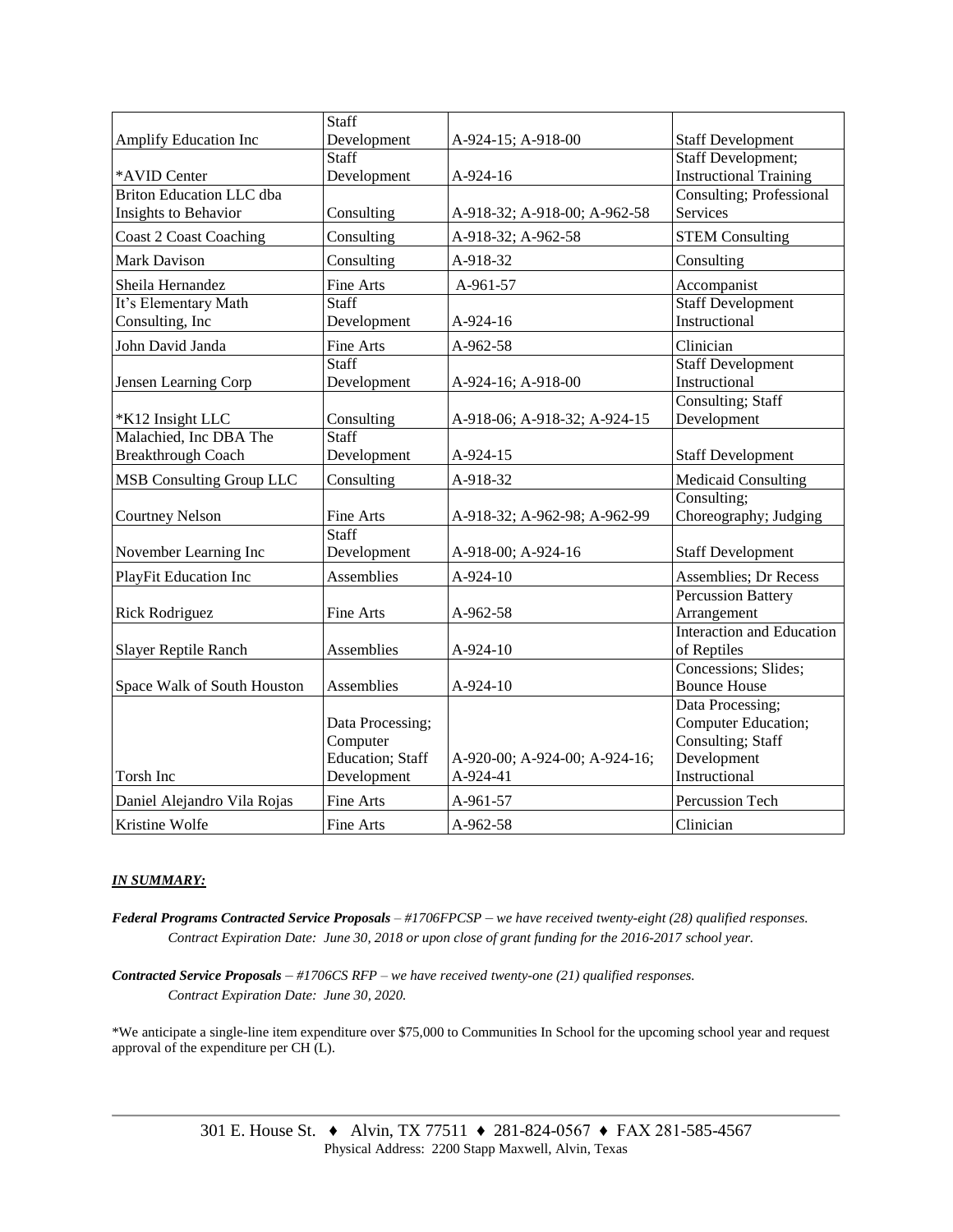| | | | |
|---|---|---|---|
| Amplify Education Inc | Staff Development | A-924-15; A-918-00 | Staff Development |
| *AVID Center | Staff Development | A-924-16 | Staff Development; Instructional Training |
| Briton Education LLC dba Insights to Behavior | Consulting | A-918-32; A-918-00; A-962-58 | Consulting; Professional Services |
| Coast 2 Coast Coaching | Consulting | A-918-32; A-962-58 | STEM Consulting |
| Mark Davison | Consulting | A-918-32 | Consulting |
| Sheila Hernandez | Fine Arts | A-961-57 | Accompanist |
| It's Elementary Math Consulting, Inc | Staff Development | A-924-16 | Staff Development Instructional |
| John David Janda | Fine Arts | A-962-58 | Clinician |
| Jensen Learning Corp | Staff Development | A-924-16; A-918-00 | Staff Development Instructional |
| *K12 Insight LLC | Consulting | A-918-06; A-918-32; A-924-15 | Consulting; Staff Development |
| Malachied, Inc DBA The Breakthrough Coach | Staff Development | A-924-15 | Staff Development |
| MSB Consulting Group LLC | Consulting | A-918-32 | Medicaid Consulting |
| Courtney Nelson | Fine Arts | A-918-32; A-962-98; A-962-99 | Consulting; Choreography; Judging |
| November Learning Inc | Staff Development | A-918-00; A-924-16 | Staff Development |
| PlayFit Education Inc | Assemblies | A-924-10 | Assemblies; Dr Recess |
| Rick Rodriguez | Fine Arts | A-962-58 | Percussion Battery Arrangement |
| Slayer Reptile Ranch | Assemblies | A-924-10 | Interaction and Education of Reptiles |
| Space Walk of South Houston | Assemblies | A-924-10 | Concessions; Slides; Bounce House |
| Torsh Inc | Data Processing; Computer Education; Staff Development | A-920-00; A-924-00; A-924-16; A-924-41 | Data Processing; Computer Education; Consulting; Staff Development Instructional |
| Daniel Alejandro Vila Rojas | Fine Arts | A-961-57 | Percussion Tech |
| Kristine Wolfe | Fine Arts | A-962-58 | Clinician |

***IN SUMMARY:***

***Federal Programs Contracted Service Proposals** – #1706FPCSP – we have received twenty-eight (28) qualified responses.*
*Contract Expiration Date: June 30, 2018 or upon close of grant funding for the 2016-2017 school year.*

***Contracted Service Proposals** – #1706CS RFP – we have received twenty-one (21) qualified responses.*
*Contract Expiration Date: June 30, 2020.*

*We anticipate a single-line item expenditure over $75,000 to Communities In School for the upcoming school year and request approval of the expenditure per CH (L).

301 E. House St. ♦ Alvin, TX 77511 ♦ 281-824-0567 ♦ FAX 281-585-4567
Physical Address: 2200 Stapp Maxwell, Alvin, Texas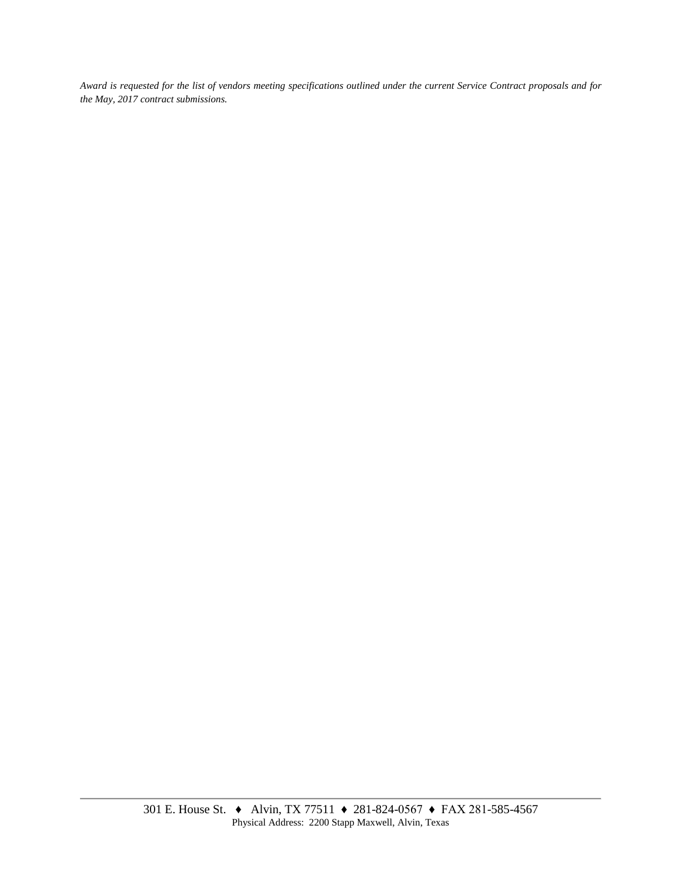*Award is requested for the list of vendors meeting specifications outlined under the current Service Contract proposals and for the May, 2017 contract submissions.*